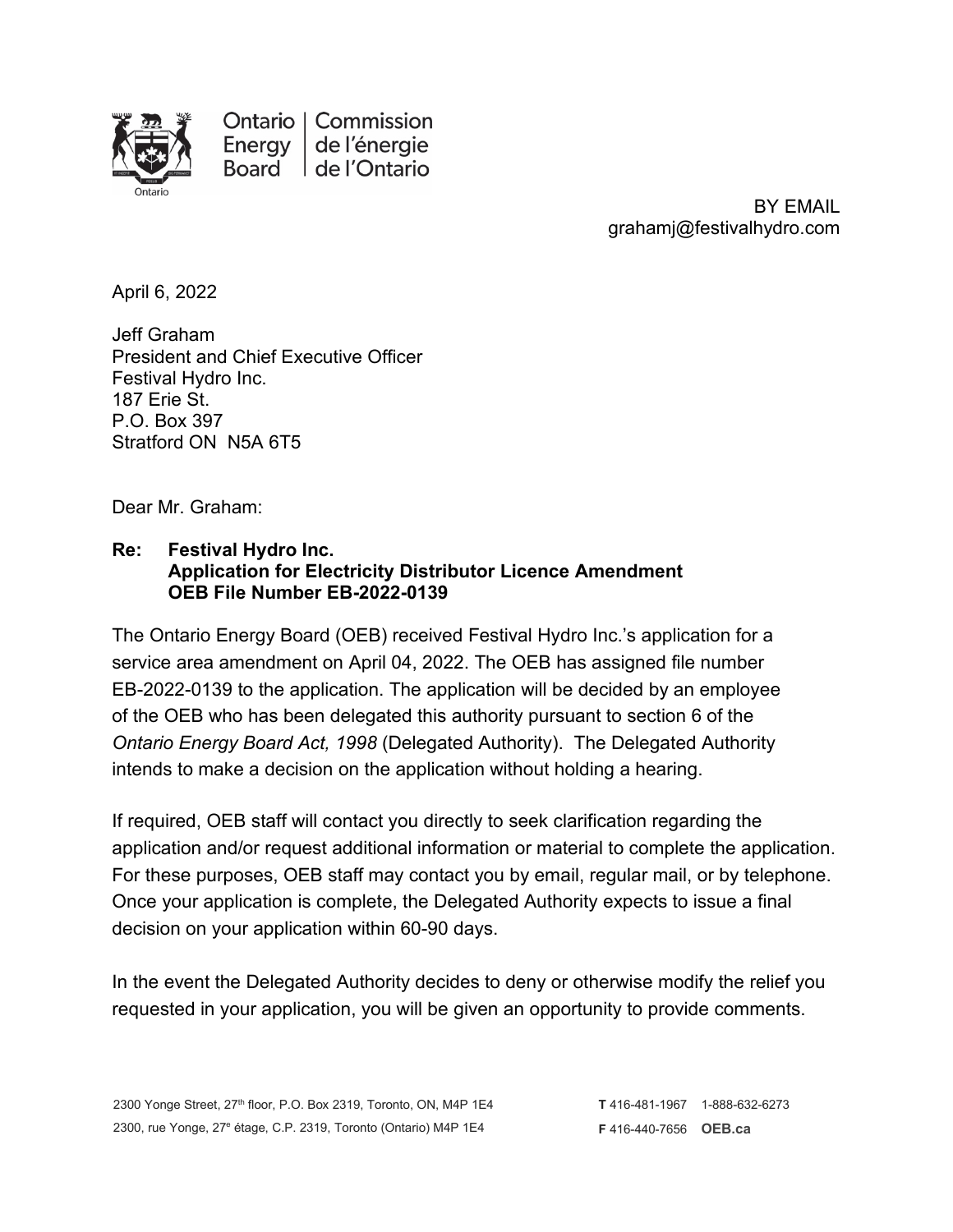Ontario Energy Board | Commission de l'énergie de l'Ontario

BY EMAIL
grahamj@festivalhydro.com

April 6, 2022

Jeff Graham
President and Chief Executive Officer
Festival Hydro Inc.
187 Erie St.
P.O. Box 397
Stratford ON N5A 6T5

Dear Mr. Graham:

**Re: Festival Hydro Inc.**
**Application for Electricity Distributor Licence Amendment**
**OEB File Number EB-2022-0139**

The Ontario Energy Board (OEB) received Festival Hydro Inc.'s application for a service area amendment on April 04, 2022. The OEB has assigned file number EB-2022-0139 to the application. The application will be decided by an employee of the OEB who has been delegated this authority pursuant to section 6 of the *Ontario Energy Board Act, 1998* (Delegated Authority). The Delegated Authority intends to make a decision on the application without holding a hearing.

If required, OEB staff will contact you directly to seek clarification regarding the application and/or request additional information or material to complete the application. For these purposes, OEB staff may contact you by email, regular mail, or by telephone. Once your application is complete, the Delegated Authority expects to issue a final decision on your application within 60-90 days.

In the event the Delegated Authority decides to deny or otherwise modify the relief you requested in your application, you will be given an opportunity to provide comments.

2300 Yonge Street, 27th floor, P.O. Box 2319, Toronto, ON, M4P 1E4
2300, rue Yonge, 27e étage, C.P. 2319, Toronto (Ontario) M4P 1E4

**T** 416-481-1967 1-888-632-6273
**F** 416-440-7656 **OEB.ca**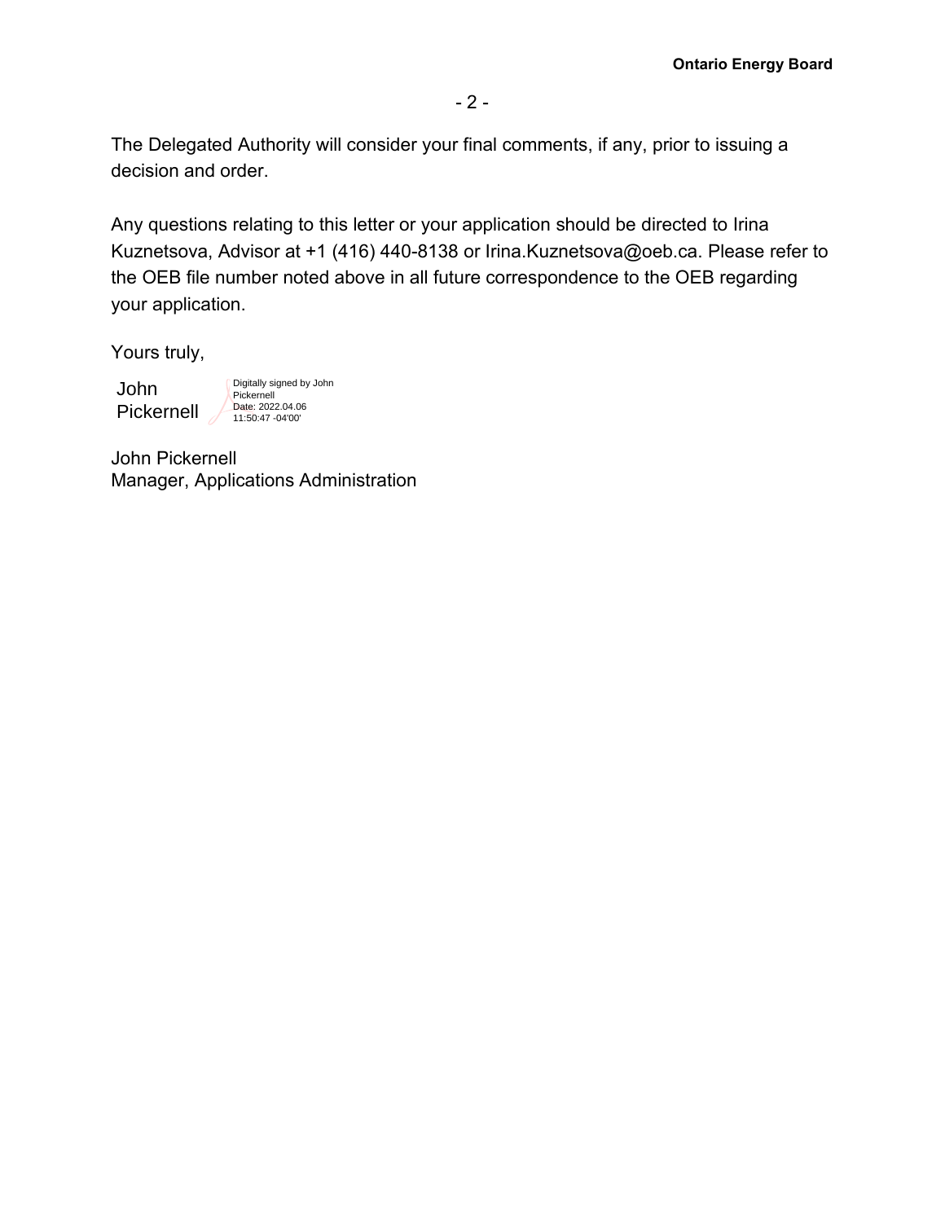The Delegated Authority will consider your final comments, if any, prior to issuing a decision and order.

Any questions relating to this letter or your application should be directed to Irina Kuznetsova, Advisor at +1 (416) 440-8138 or Irina.Kuznetsova@oeb.ca. Please refer to the OEB file number noted above in all future correspondence to the OEB regarding your application.

Yours truly,

John Pickernell
Digitally signed by John Pickernell
Date: 2022.04.06 11:50:47 -04'00'

John Pickernell
Manager, Applications Administration